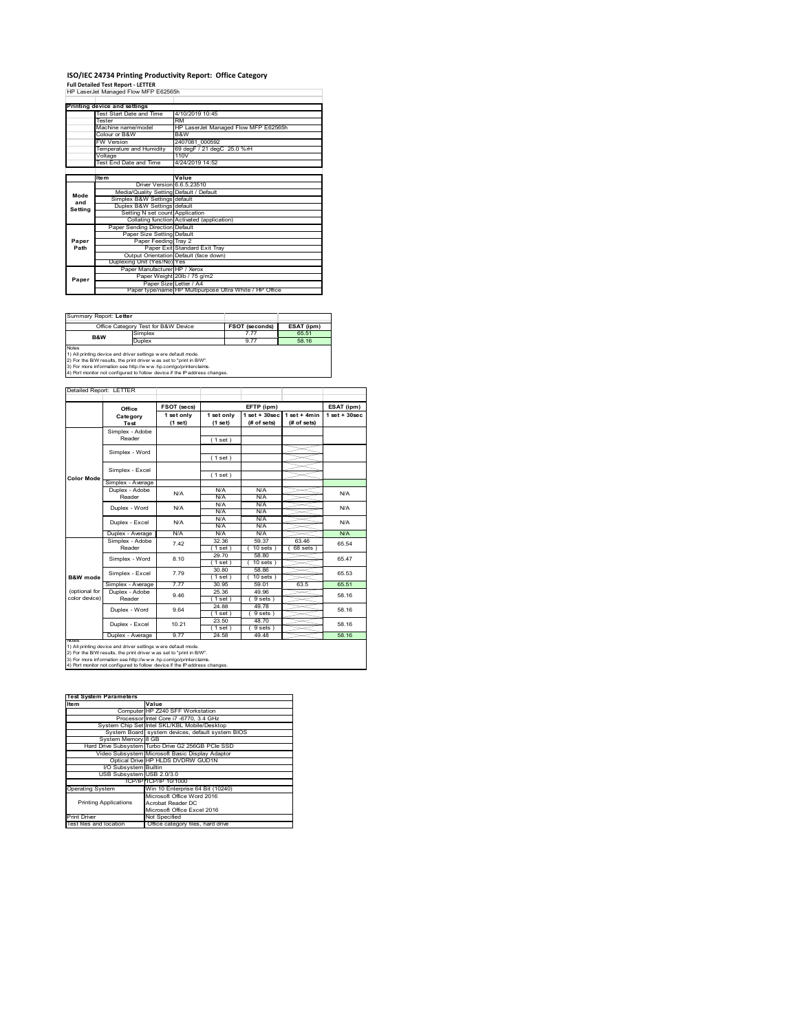# ISO/IEC 24734 Printing Productivity Report: Office Category

**Full Detailed Test Report - LETTER**

HP LaserJet Managed Flow MFP E62565h

| Printing device and settings | |
|---|---|
| Test Start Date and Time | 4/10/2019 10:45 |
| Tester | RM |
| Machine name/model | HP LaserJet Managed Flow MFP E62565h |
| Colour or B&W | B&W |
| FW Version | 2407081_000592 |
| Temperature and Humidity | 69 degF / 21 degC 25.0 %rH |
| Voltage | 110V |
| Test End Date and Time | 4/24/2019 14:52 |

| | Item | Value |
|---|---|---|
| Mode and Setting | Driver Version | 6.6.5.23510 |
| | Media/Quality Setting | Default / Default |
| | Simplex B&W Settings | default |
| | Duplex B&W Settings | default |
| | Setting N set count | Application |
| | Collating function | Activated (application) |
| Paper Path | Paper Sending Direction | Default |
| | Paper Size Setting | Default |
| | Paper Feeding | Tray 2 |
| | Paper Exit | Standard Exit Tray |
| | Output Orientation | Default (face down) |
| | Duplexing Unit (Yes/No) | Yes |
| Paper | Paper Manufacturer | HP / Xerox |
| | Paper Weight | 20lb / 75 g/m2 |
| | Paper Size | Letter / A4 |
| | Paper type/name | HP Multipurpose Ultra White / HP Office |

Summary Report: **Letter**

| Office Category Test for B&W Device | | FSOT (seconds) | ESAT (ipm) |
|---|---|---|---|
| B&W | Simplex | 7.77 | 65.51 |
| | Duplex | 9.77 | 58.16 |

Notes
1) All printing device and driver settings were default mode.
2) For the B/W results, the print driver was set to "print in B/W".
3) For more information see http://www.hp.com/go/printerclaims.
4) Port monitor not configured to follow device if the IP address changes.

Detailed Report: LETTER

| | Office Category Test | FSOT (secs) 1 set only (1 set) | EFTP (ipm) 1 set only (1 set) | EFTP (ipm) 1 set + 30sec (# of sets) | EFTP (ipm) 1 set + 4min (# of sets) | ESAT (ipm) 1 set + 30sec |
|---|---|---|---|---|---|---|
| Color Mode | Simplex - Adobe Reader | | ( 1 set ) | | | |
| | Simplex - Word | | ( 1 set ) | | | |
| | Simplex - Excel | | ( 1 set ) | | | |
| | Simplex - Average | | | | | |
| | Duplex - Adobe Reader | N/A | N/A N/A | N/A N/A | | N/A |
| | Duplex - Word | N/A | N/A N/A | N/A N/A | | N/A |
| | Duplex - Excel | N/A | N/A N/A | N/A N/A | | N/A |
| | Duplex - Average | N/A | N/A | N/A | | N/A |
| B&W mode (optional for color device) | Simplex - Adobe Reader | 7.42 | 32.36 ( 1 set ) | 59.37 ( 10 sets ) | 63.46 ( 68 sets ) | 65.54 |
| | Simplex - Word | 8.10 | 29.70 ( 1 set ) | 58.80 ( 10 sets ) | | 65.47 |
| | Simplex - Excel | 7.79 | 30.80 ( 1 set ) | 58.86 ( 10 sets ) | | 65.53 |
| | Simplex - Average | 7.77 | 30.95 | 59.01 | 63.5 | 65.51 |
| | Duplex - Adobe Reader | 9.46 | 25.36 ( 1 set ) | 49.96 ( 9 sets ) | | 58.16 |
| | Duplex - Word | 9.64 | 24.88 ( 1 set ) | 49.78 ( 9 sets ) | | 58.16 |
| | Duplex - Excel | 10.21 | 23.50 ( 1 set ) | 48.70 ( 9 sets ) | | 58.16 |
| | Duplex - Average | 9.77 | 24.58 | 49.48 | | 58.16 |

Notes
1) All printing device and driver settings were default mode.
2) For the B/W results, the print driver was set to "print in B/W".
3) For more information see http://www.hp.com/go/printerclaims.
4) Port monitor not configured to follow device if the IP address changes.

| Test System Parameters | |
|---|---|
| Item | Value |
| Computer | HP Z240 SFF Workstation |
| Processor | Intel Core i7 -6770, 3.4 GHz |
| System Chip Set | Intel SKL/KBL Mobile/Desktop |
| System Board | system devices, default system BIOS |
| System Memory | 8 GB |
| Hard Drive Subsystem | Turbo Drive G2 256GB PCIe SSD |
| Video Subsystem | Microsoft Basic Display Adaptor |
| Optical Drive | HP HLDS DVDRW GUD1N |
| I/O Subsystem | Builtin |
| USB Subsystem | USB 2.0/3.0 |
| TCP/IP | TCP/IP 10/1000 |
| Operating System | Win 10 Enterprise 64 Bit (10240) |
| Printing Applications | Microsoft Office Word 2016<br>Acrobat Reader DC<br>Microsoft Office Excel 2016 |
| Print Driver | Not Specified |
| Test files and location | Office category files, hard drive |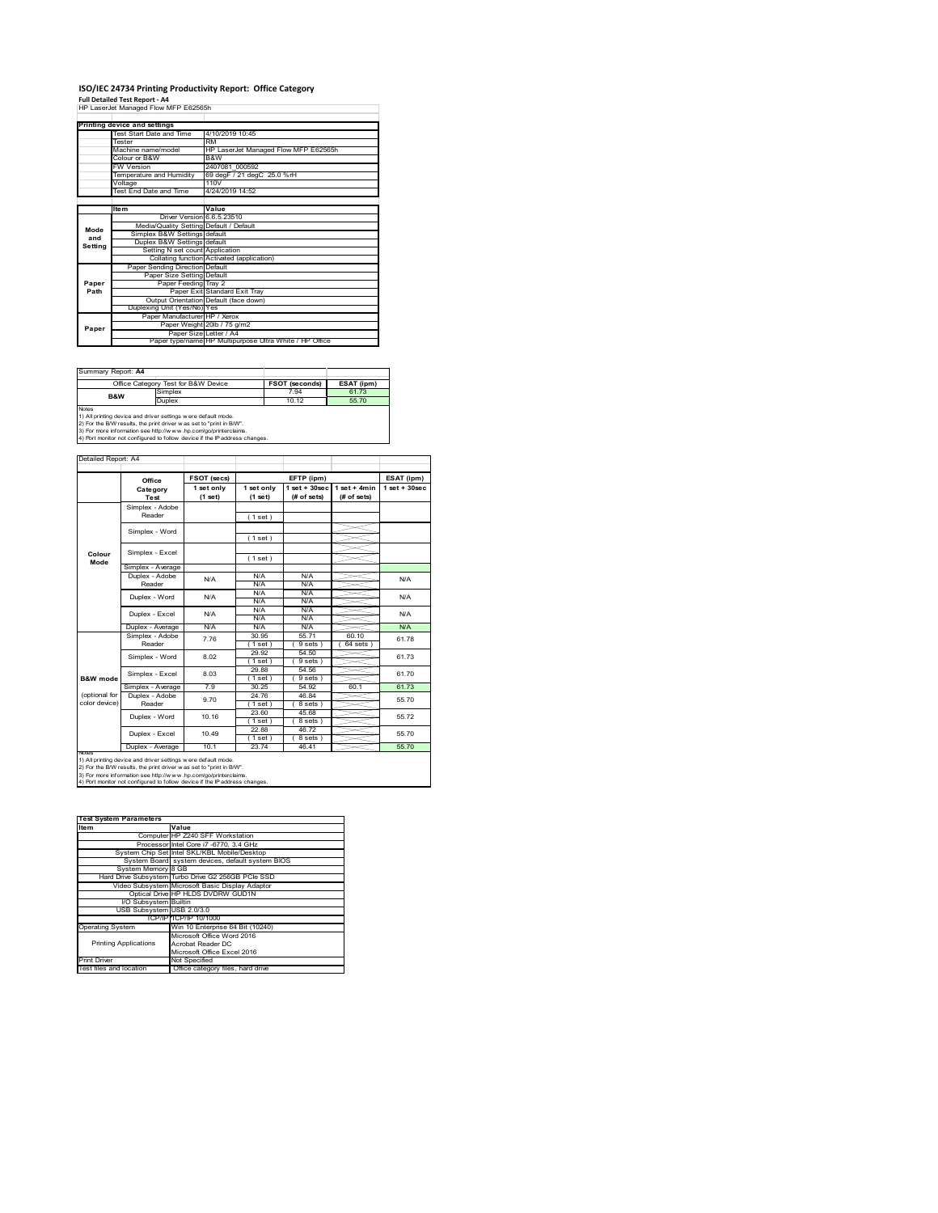# ISO/IEC 24734 Printing Productivity Report: Office Category

**Full Detailed Test Report - A4**

HP LaserJet Managed Flow MFP E62565h

| Printing device and settings | |
|---|---|
| Test Start Date and Time | 4/10/2019 10:45 |
| Tester | RM |
| Machine name/model | HP LaserJet Managed Flow MFP E62565h |
| Colour or B&W | B&W |
| FW Version | 2407081_000592 |
| Temperature and Humidity | 69 degF / 21 degC 25.0 %rH |
| Voltage | 110V |
| Test End Date and Time | 4/24/2019 14:52 |

| | Item | Value |
|---|---|---|
| Mode and Setting | Driver Version | 6.6.5.23510 |
| | Media/Quality Setting | Default / Default |
| | Simplex B&W Settings | default |
| | Duplex B&W Settings | default |
| | Setting N set count | Application |
| | Collating function | Activated (application) |
| Paper Path | Paper Sending Direction | Default |
| | Paper Size Setting | Default |
| | Paper Feeding | Tray 2 |
| | Paper Exit | Standard Exit Tray |
| | Output Orientation | Default (face down) |
| | Duplexing Unit (Yes/No) | Yes |
| Paper | Paper Manufacturer | HP / Xerox |
| | Paper Weight | 20lb / 75 g/m2 |
| | Paper Size | Letter / A4 |
| | Paper type/name | HP Multipurpose Ultra White / HP Office |

Summary Report: **A4**

| Office Category Test for B&W Device | | FSOT (seconds) | ESAT (ipm) |
|---|---|---|---|
| B&W | Simplex | 7.94 | 61.73 |
| | Duplex | 10.12 | 55.70 |

Notes
1) All printing device and driver settings were default mode.
2) For the B/W results, the print driver was set to "print in B/W".
3) For more information see http://www.hp.com/go/printerclaims.
4) Port monitor not configured to follow device if the IP address changes.

Detailed Report: A4

| | Office Category Test | FSOT (secs) 1 set only (1 set) | EFTP (ipm) 1 set only (1 set) | EFTP (ipm) 1 set + 30sec (# of sets) | EFTP (ipm) 1 set + 4min (# of sets) | ESAT (ipm) 1 set + 30sec |
|---|---|---|---|---|---|---|
| Colour Mode | Simplex - Adobe Reader | | (1 set) | | | |
| | Simplex - Word | | (1 set) | | | |
| | Simplex - Excel | | (1 set) | | | |
| | Simplex - Average | | | | | |
| | Duplex - Adobe Reader | N/A | N/A N/A | N/A N/A | | N/A |
| | Duplex - Word | N/A | N/A N/A | N/A N/A | | N/A |
| | Duplex - Excel | N/A | N/A N/A | N/A N/A | | N/A |
| | Duplex - Average | N/A | N/A | N/A | | N/A |
| B&W mode (optional for color device) | Simplex - Adobe Reader | 7.76 | 30.95 (1 set) | 55.71 (9 sets) | 60.10 (64 sets) | 61.78 |
| | Simplex - Word | 8.02 | 29.92 (1 set) | 54.50 (9 sets) | | 61.73 |
| | Simplex - Excel | 8.03 | 29.88 (1 set) | 54.56 (9 sets) | | 61.70 |
| | Simplex - Average | 7.9 | 30.25 | 54.92 | 60.1 | 61.73 |
| | Duplex - Adobe Reader | 9.70 | 24.76 (1 set) | 46.84 (8 sets) | | 55.70 |
| | Duplex - Word | 10.16 | 23.60 (1 set) | 45.68 (8 sets) | | 55.72 |
| | Duplex - Excel | 10.49 | 22.88 (1 set) | 46.72 (8 sets) | | 55.70 |
| | Duplex - Average | 10.1 | 23.74 | 46.41 | | 55.70 |

Notes
1) All printing device and driver settings were default mode.
2) For the B/W results, the print driver was set to "print in B/W".
3) For more information see http://www.hp.com/go/printerclaims.
4) Port monitor not configured to follow device if the IP address changes.

| Test System Parameters | |
|---|---|
| Item | Value |
| Computer | HP Z240 SFF Workstation |
| Processor | Intel Core i7 -6770, 3.4 GHz |
| System Chip Set | Intel SKL/KBL Mobile/Desktop |
| System Board | system devices, default system BIOS |
| System Memory | 8 GB |
| Hard Drive Subsystem | Turbo Drive G2 256GB PCIe SSD |
| Video Subsystem | Microsoft Basic Display Adaptor |
| Optical Drive | HP HLDS DVDRW GUD1N |
| I/O Subsystem | Builtin |
| USB Subsystem | USB 2.0/3.0 |
| TCP/IP | TCP/IP 10/1000 |
| Operating System | Win 10 Enterprise 64 Bit (10240) |
| Printing Applications | Microsoft Office Word 2016<br>Acrobat Reader DC<br>Microsoft Office Excel 2016 |
| Print Driver | Not Specified |
| Test files and location | Office category files, hard drive |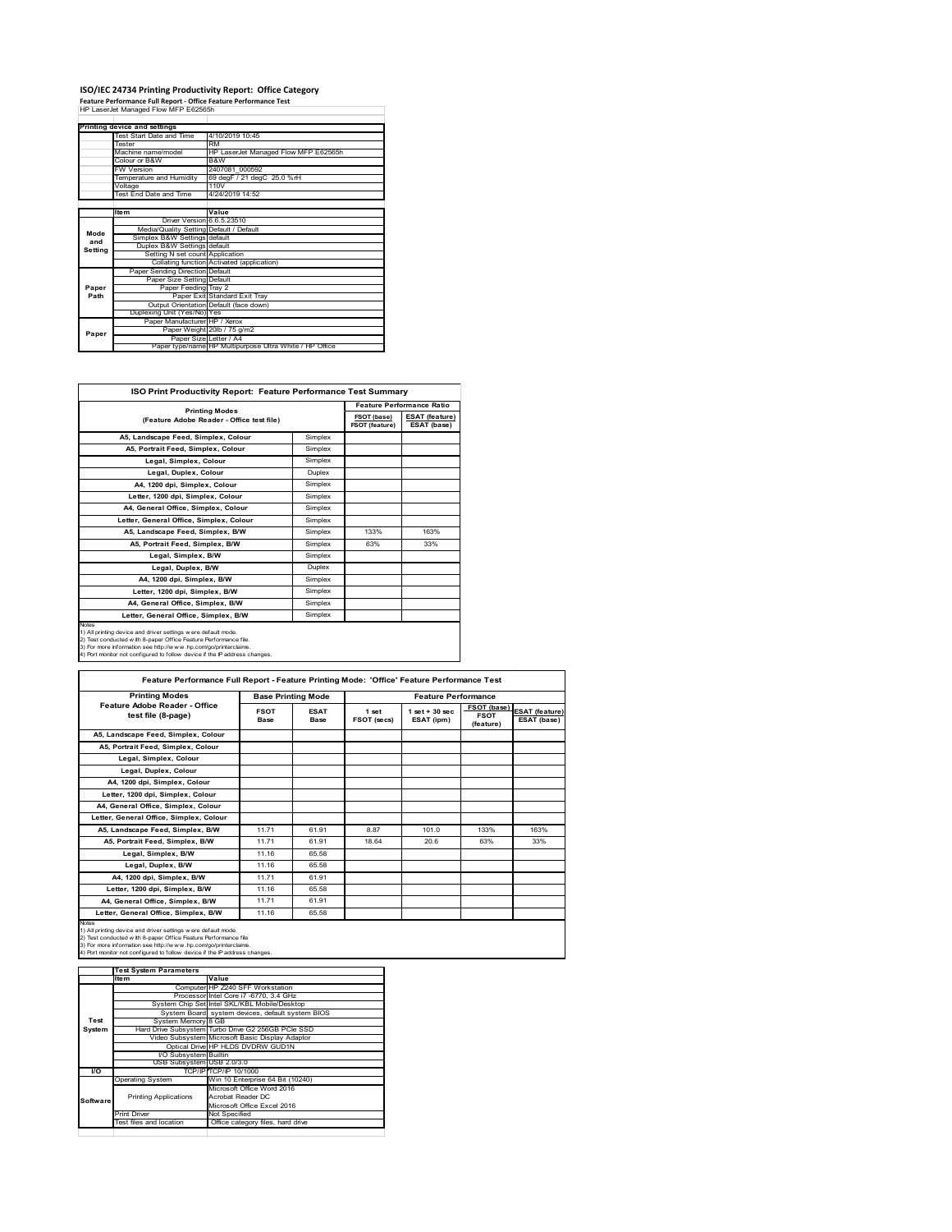# ISO/IEC 24734 Printing Productivity Report: Office Category

**Feature Performance Full Report - Office Feature Performance Test**

HP LaserJet Managed Flow MFP E62565h

| Printing device and settings | | |
|---|---|---|
| | Test Start Date and Time | 4/10/2019 10:45 |
| | Tester | RM |
| | Machine name/model | HP LaserJet Managed Flow MFP E62565h |
| | Colour or B&W | B&W |
| | FW Version | 2407081_000592 |
| | Temperature and Humidity | 69 degF / 21 degC 25.0 %rH |
| | Voltage | 110V |
| | Test End Date and Time | 4/24/2019 14:52 |

| | Item | Value |
|---|---|---|
| Mode and Setting | Driver Version | 6.6.5.23510 |
| | Media/Quality Setting | Default / Default |
| | Simplex B&W Settings | default |
| | Duplex B&W Settings | default |
| | Setting N set count | Application |
| | Collating function | Activated (application) |
| Paper Path | Paper Sending Direction | Default |
| | Paper Size Setting | Default |
| | Paper Feeding | Tray 2 |
| | Paper Exit | Standard Exit Tray |
| | Output Orientation | Default (face down) |
| | Duplexing Unit (Yes/No) | Yes |
| Paper | Paper Manufacturer | HP / Xerox |
| | Paper Weight | 20lb / 75 g/m2 |
| | Paper Size | Letter / A4 |
| | Paper type/name | HP Multipurpose Ultra White / HP Office |

## ISO Print Productivity Report: Feature Performance Test Summary

| Printing Modes (Feature Adobe Reader - Office test file) | | Feature Performance Ratio | |
|---|---|---|---|
| | | FSOT (base) / FSOT (feature) | ESAT (feature) / ESAT (base) |
| A5, Landscape Feed, Simplex, Colour | Simplex | | |
| A5, Portrait Feed, Simplex, Colour | Simplex | | |
| Legal, Simplex, Colour | Simplex | | |
| Legal, Duplex, Colour | Duplex | | |
| A4, 1200 dpi, Simplex, Colour | Simplex | | |
| Letter, 1200 dpi, Simplex, Colour | Simplex | | |
| A4, General Office, Simplex, Colour | Simplex | | |
| Letter, General Office, Simplex, Colour | Simplex | | |
| A5, Landscape Feed, Simplex, B/W | Simplex | 133% | 163% |
| A5, Portrait Feed, Simplex, B/W | Simplex | 63% | 33% |
| Legal, Simplex, B/W | Simplex | | |
| Legal, Duplex, B/W | Duplex | | |
| A4, 1200 dpi, Simplex, B/W | Simplex | | |
| Letter, 1200 dpi, Simplex, B/W | Simplex | | |
| A4, General Office, Simplex, B/W | Simplex | | |
| Letter, General Office, Simplex, B/W | Simplex | | |

Notes
1) All printing device and driver settings were default mode.
2) Test conducted with 8-paper Office Feature Performance file.
3) For more information see http://www.hp.com/go/printerclaims.
4) Port monitor not configured to follow device if the IP address changes.

## Feature Performance Full Report - Feature Printing Mode: 'Office' Feature Performance Test

| Printing Modes Feature Adobe Reader - Office test file (8-page) | Base Printing Mode | | Feature Performance | | | |
|---|---|---|---|---|---|---|
| | FSOT Base | ESAT Base | 1 set FSOT (secs) | 1 set + 30 sec ESAT (ipm) | FSOT (base) / FSOT (feature) | ESAT (feature) / ESAT (base) |
| A5, Landscape Feed, Simplex, Colour | | | | | | |
| A5, Portrait Feed, Simplex, Colour | | | | | | |
| Legal, Simplex, Colour | | | | | | |
| Legal, Duplex, Colour | | | | | | |
| A4, 1200 dpi, Simplex, Colour | | | | | | |
| Letter, 1200 dpi, Simplex, Colour | | | | | | |
| A4, General Office, Simplex, Colour | | | | | | |
| Letter, General Office, Simplex, Colour | | | | | | |
| A5, Landscape Feed, Simplex, B/W | 11.71 | 61.91 | 8.87 | 101.0 | 133% | 163% |
| A5, Portrait Feed, Simplex, B/W | 11.71 | 61.91 | 18.64 | 20.6 | 63% | 33% |
| Legal, Simplex, B/W | 11.16 | 65.58 | | | | |
| Legal, Duplex, B/W | 11.16 | 65.58 | | | | |
| A4, 1200 dpi, Simplex, B/W | 11.71 | 61.91 | | | | |
| Letter, 1200 dpi, Simplex, B/W | 11.16 | 65.58 | | | | |
| A4, General Office, Simplex, B/W | 11.71 | 61.91 | | | | |
| Letter, General Office, Simplex, B/W | 11.16 | 65.58 | | | | |

Notes
1) All printing device and driver settings were default mode.
2) Test conducted with 8-paper Office Feature Performance file
3) For more information see http://www.hp.com/go/printerclaims.
4) Port monitor not configured to follow device if the IP address changes.

| Test System Parameters | | |
|---|---|---|
| | Item | Value |
| Test System | Computer | HP Z240 SFF Workstation |
| | Processor | Intel Core i7 -6770, 3.4 GHz |
| | System Chip Set | Intel SKL/KBL Mobile/Desktop |
| | System Board | system devices, default system BIOS |
| | System Memory | 8 GB |
| | Hard Drive Subsystem | Turbo Drive G2 256GB PCIe SSD |
| | Video Subsystem | Microsoft Basic Display Adaptor |
| | Optical Drive | HP HLDS DVDRW GUD1N |
| | I/O Subsystem | Builtin |
| | USB Subsystem | USB 2.0/3.0 |
| I/O | TCP/IP | TCP/IP 10/1000 |
| Software | Operating System | Win 10 Enterprise 64 Bit (10240) |
| | Printing Applications | Microsoft Office Word 2016<br>Acrobat Reader DC<br>Microsoft Office Excel 2016 |
| | Print Driver | Not Specified |
| | Test files and location | Office category files, hard drive |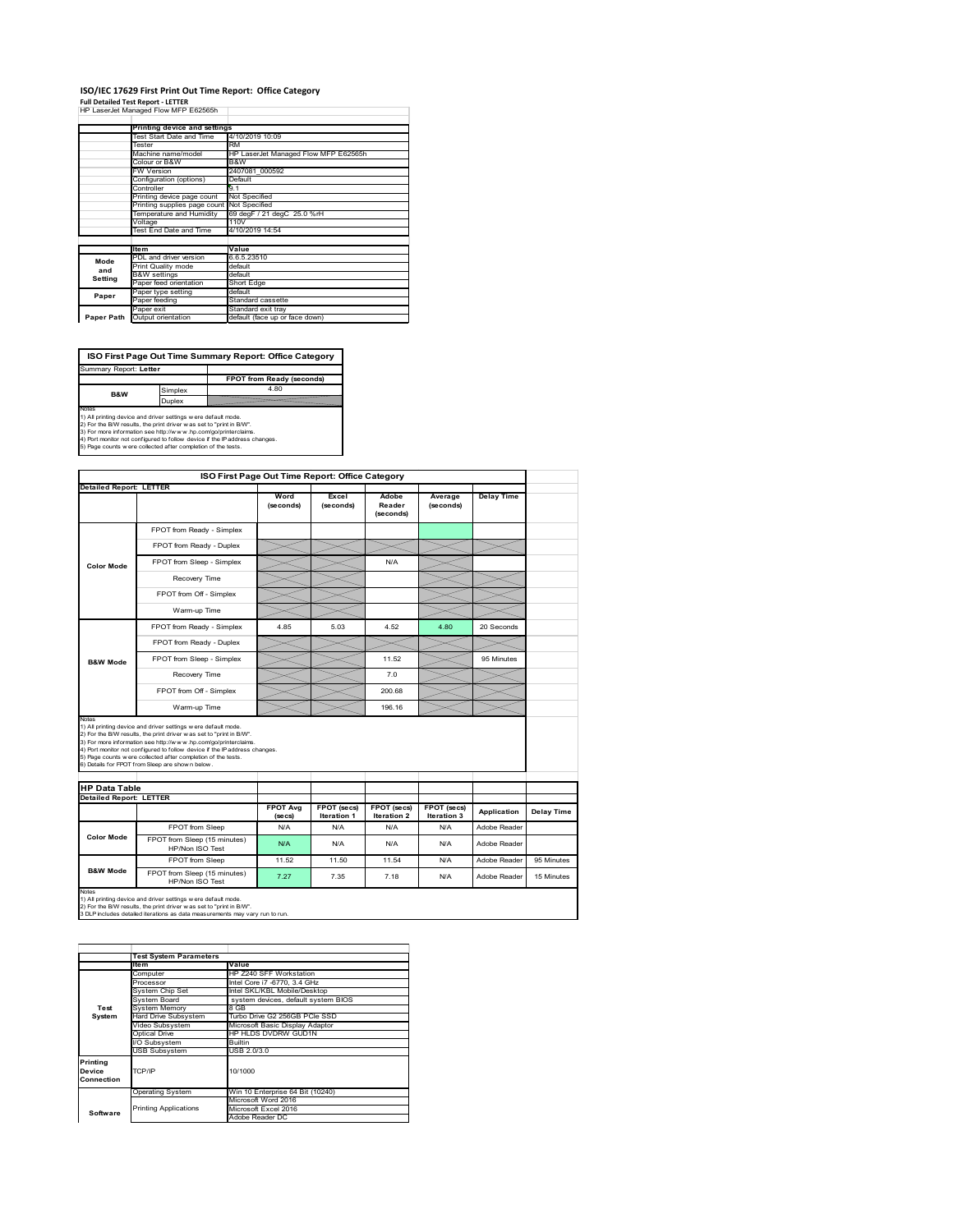# ISO/IEC 17629 First Print Out Time Report: Office Category

**Full Detailed Test Report - LETTER**

HP LaserJet Managed Flow MFP E62565h

| | Printing device and settings | |
|---|---|---|
| | Test Start Date and Time | 4/10/2019 10:09 |
| | Tester | RM |
| | Machine name/model | HP LaserJet Managed Flow MFP E62565h |
| | Colour or B&W | B&W |
| | FW Version | 2407081_000592 |
| | Configuration (options) | Default |
| | Controller | 9.1 |
| | Printing device page count | Not Specified |
| | Printing supplies page count | Not Specified |
| | Temperature and Humidity | 69 degF / 21 degC 25.0 %rH |
| | Voltage | 110V |
| | Test End Date and Time | 4/10/2019 14:54 |

| | Item | Value |
|---|---|---|
| Mode and Setting | PDL and driver version | 6.6.5.23510 |
| | Print Quality mode | default |
| | B&W settings | default |
| | Paper feed orientation | Short Edge |
| Paper | Paper type setting | default |
| | Paper feeding | Standard cassette |
| | Paper exit | Standard exit tray |
| Paper Path | Output orientation | default (face up or face down) |

## ISO First Page Out Time Summary Report: Office Category

Summary Report: **Letter**

| | | FPOT from Ready (seconds) |
|---|---|---|
| B&W | Simplex | 4.80 |
| | Duplex | |

Notes
1) All printing device and driver settings were default mode.
2) For the B/W results, the print driver was set to "print in B/W".
3) For more information see http://www.hp.com/go/printerclaims.
4) Port monitor not configured to follow device if the IP address changes.
5) Page counts were collected after completion of the tests.

## ISO First Page Out Time Report: Office Category

**Detailed Report: LETTER**

| | | Word (seconds) | Excel (seconds) | Adobe Reader (seconds) | Average (seconds) | Delay Time |
|---|---|---|---|---|---|---|
| Color Mode | FPOT from Ready - Simplex | | | | | |
| | FPOT from Ready - Duplex | | | | | |
| | FPOT from Sleep - Simplex | | | N/A | | |
| | Recovery Time | | | | | |
| | FPOT from Off - Simplex | | | | | |
| | Warm-up Time | | | | | |
| B&W Mode | FPOT from Ready - Simplex | 4.85 | 5.03 | 4.52 | 4.80 | 20 Seconds |
| | FPOT from Ready - Duplex | | | | | |
| | FPOT from Sleep - Simplex | | | 11.52 | | 95 Minutes |
| | Recovery Time | | | 7.0 | | |
| | FPOT from Off - Simplex | | | 200.68 | | |
| | Warm-up Time | | | 196.16 | | |

Notes
1) All printing device and driver settings were default mode.
2) For the B/W results, the print driver was set to "print in B/W".
3) For more information see http://www.hp.com/go/printerclaims.
4) Port monitor not configured to follow device if the IP address changes.
5) Page counts were collected after completion of the tests.
6) Details for FPOT from Sleep are shown below.

## HP Data Table

**Detailed Report: LETTER**

| | | FPOT Avg (secs) | FPOT (secs) Iteration 1 | FPOT (secs) Iteration 2 | FPOT (secs) Iteration 3 | Application | Delay Time |
|---|---|---|---|---|---|---|---|
| Color Mode | FPOT from Sleep | N/A | N/A | N/A | N/A | Adobe Reader | |
| | FPOT from Sleep (15 minutes) HP/Non ISO Test | N/A | N/A | N/A | N/A | Adobe Reader | |
| B&W Mode | FPOT from Sleep | 11.52 | 11.50 | 11.54 | N/A | Adobe Reader | 95 Minutes |
| | FPOT from Sleep (15 minutes) HP/Non ISO Test | 7.27 | 7.35 | 7.18 | N/A | Adobe Reader | 15 Minutes |

Notes
1) All printing device and driver settings were default mode.
2) For the B/W results, the print driver was set to "print in B/W".
3 DLP includes detailed iterations as data measurements may vary run to run.

| | Test System Parameters | |
|---|---|---|
| | Item | Value |
| Test System | Computer | HP Z240 SFF Workstation |
| | Processor | Intel Core i7 -6770, 3.4 GHz |
| | System Chip Set | Intel SKL/KBL Mobile/Desktop |
| | System Board | system devices, default system BIOS |
| | System Memory | 8 GB |
| | Hard Drive Subsystem | Turbo Drive G2 256GB PCIe SSD |
| | Video Subsystem | Microsoft Basic Display Adaptor |
| | Optical Drive | HP HLDS DVDRW GUD1N |
| | I/O Subsystem | Builtin |
| | USB Subsystem | USB 2.0/3.0 |
| Printing Device Connection | TCP/IP | 10/1000 |
| Software | Operating System | Win 10 Enterprise 64 Bit (10240) |
| | Printing Applications | Microsoft Word 2016 |
| | | Microsoft Excel 2016 |
| | | Adobe Reader DC |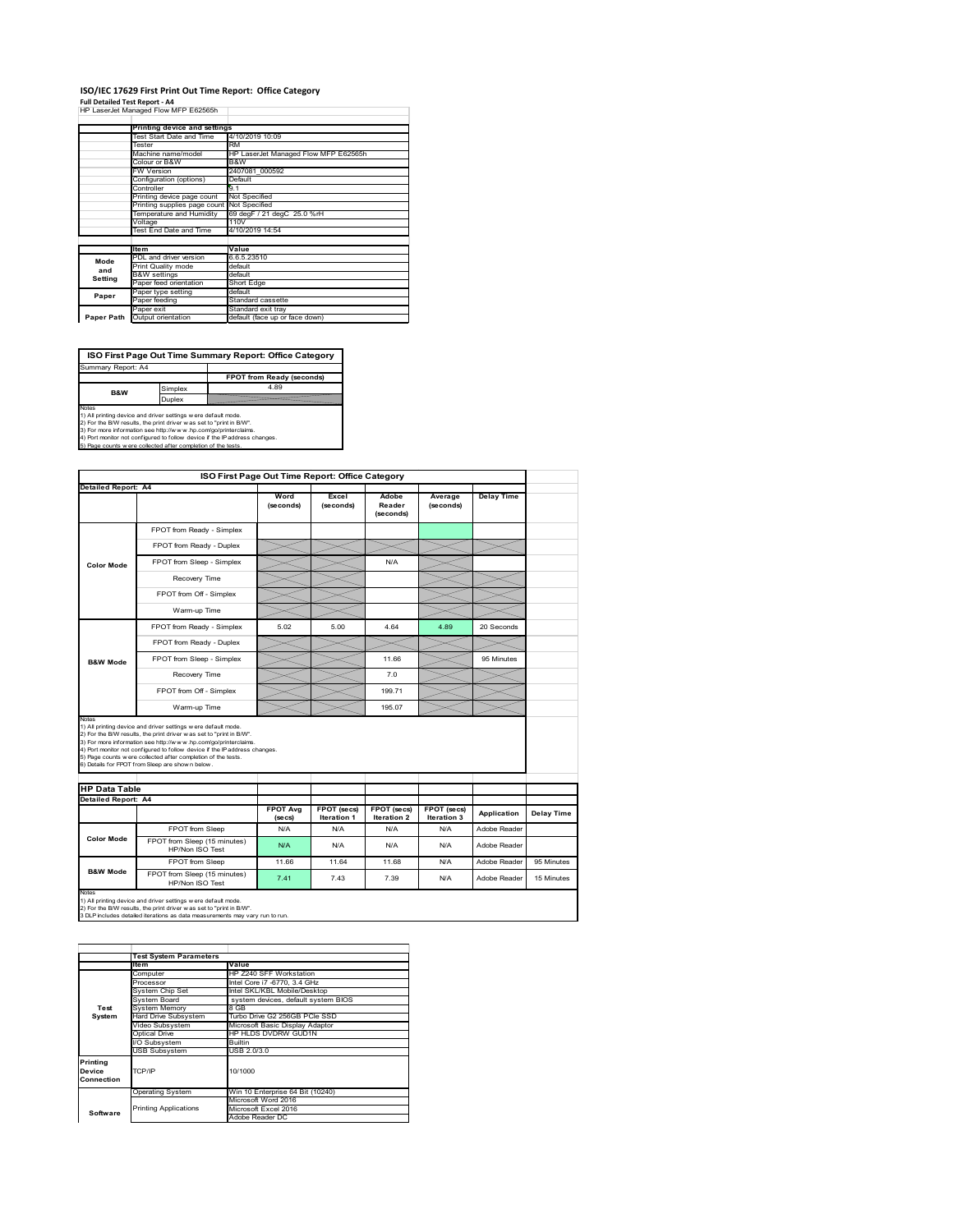# ISO/IEC 17629 First Print Out Time Report: Office Category

**Full Detailed Test Report - A4**

HP LaserJet Managed Flow MFP E62565h

| | Printing device and settings | |
|---|---|---|
| | Test Start Date and Time | 4/10/2019 10:09 |
| | Tester | RM |
| | Machine name/model | HP LaserJet Managed Flow MFP E62565h |
| | Colour or B&W | B&W |
| | FW Version | 2407081_000592 |
| | Configuration (options) | Default |
| | Controller | 9.1 |
| | Printing device page count | Not Specified |
| | Printing supplies page count | Not Specified |
| | Temperature and Humidity | 69 degF / 21 degC 25.0 %rH |
| | Voltage | 110V |
| | Test End Date and Time | 4/10/2019 14:54 |

| | Item | Value |
|---|---|---|
| Mode and Setting | PDL and driver version | 6.6.5.23510 |
| | Print Quality mode | default |
| | B&W settings | default |
| | Paper feed orientation | Short Edge |
| Paper | Paper type setting | default |
| | Paper feeding | Standard cassette |
| | Paper exit | Standard exit tray |
| Paper Path | Output orientation | default (face up or face down) |

## ISO First Page Out Time Summary Report: Office Category

Summary Report: A4

| | | FPOT from Ready (seconds) |
|---|---|---|
| B&W | Simplex | 4.89 |
| | Duplex | |

Notes
1) All printing device and driver settings were default mode.
2) For the B/W results, the print driver was set to "print in B/W".
3) For more information see http://www.hp.com/go/printerclaims.
4) Port monitor not configured to follow device if the IP address changes.
5) Page counts were collected after completion of the tests.

## ISO First Page Out Time Report: Office Category

Detailed Report: A4

| | | Word (seconds) | Excel (seconds) | Adobe Reader (seconds) | Average (seconds) | Delay Time |
|---|---|---|---|---|---|---|
| Color Mode | FPOT from Ready - Simplex | | | | | |
| | FPOT from Ready - Duplex | | | | | |
| | FPOT from Sleep - Simplex | | | N/A | | |
| | Recovery Time | | | | | |
| | FPOT from Off - Simplex | | | | | |
| | Warm-up Time | | | | | |
| B&W Mode | FPOT from Ready - Simplex | 5.02 | 5.00 | 4.64 | 4.89 | 20 Seconds |
| | FPOT from Ready - Duplex | | | | | |
| | FPOT from Sleep - Simplex | | | 11.66 | | 95 Minutes |
| | Recovery Time | | | 7.0 | | |
| | FPOT from Off - Simplex | | | 199.71 | | |
| | Warm-up Time | | | 195.07 | | |

Notes
1) All printing device and driver settings were default mode.
2) For the B/W results, the print driver was set to "print in B/W".
3) For more information see http://www.hp.com/go/printerclaims.
4) Port monitor not configured to follow device if the IP address changes.
5) Page counts were collected after completion of the tests.
6) Details for FPOT from Sleep are shown below.

## HP Data Table

Detailed Report: A4

| | | FPOT Avg (secs) | FPOT (secs) Iteration 1 | FPOT (secs) Iteration 2 | FPOT (secs) Iteration 3 | Application | Delay Time |
|---|---|---|---|---|---|---|---|
| Color Mode | FPOT from Sleep | N/A | N/A | N/A | N/A | Adobe Reader | |
| | FPOT from Sleep (15 minutes) HP/Non ISO Test | N/A | N/A | N/A | N/A | Adobe Reader | |
| B&W Mode | FPOT from Sleep | 11.66 | 11.64 | 11.68 | N/A | Adobe Reader | 95 Minutes |
| | FPOT from Sleep (15 minutes) HP/Non ISO Test | 7.41 | 7.43 | 7.39 | N/A | Adobe Reader | 15 Minutes |

Notes
1) All printing device and driver settings were default mode.
2) For the B/W results, the print driver was set to "print in B/W".
3 DLP includes detailed iterations as data measurements may vary run to run.

| | Test System Parameters | |
|---|---|---|
| | Item | Value |
| Test System | Computer | HP Z240 SFF Workstation |
| | Processor | Intel Core i7 -6770, 3.4 GHz |
| | System Chip Set | Intel SKL/KBL Mobile/Desktop |
| | System Board | system devices, default system BIOS |
| | System Memory | 8 GB |
| | Hard Drive Subsystem | Turbo Drive G2 256GB PCIe SSD |
| | Video Subsystem | Microsoft Basic Display Adaptor |
| | Optical Drive | HP HLDS DVDRW GUD1N |
| | I/O Subsystem | Builtin |
| | USB Subsystem | USB 2.0/3.0 |
| Printing Device Connection | TCP/IP | 10/1000 |
| Software | Operating System | Win 10 Enterprise 64 Bit (10240) |
| | Printing Applications | Microsoft Word 2016 |
| | | Microsoft Excel 2016 |
| | | Adobe Reader DC |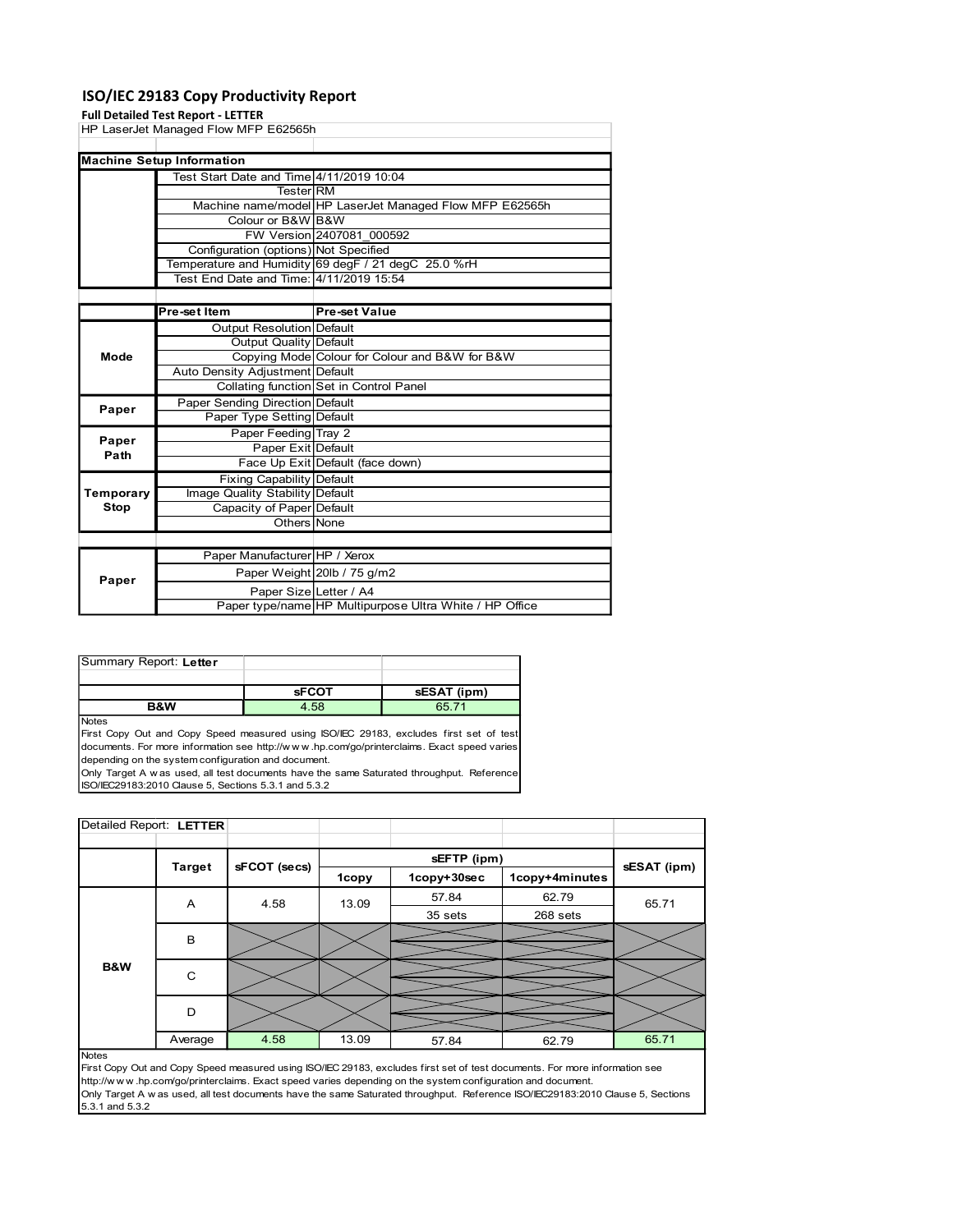# ISO/IEC 29183 Copy Productivity Report

**Full Detailed Test Report - LETTER**

HP LaserJet Managed Flow MFP E62565h

| **Machine Setup Information** | | |
|---|---|---|
| | Test Start Date and Time | 4/11/2019 10:04 |
| | Tester | RM |
| | Machine name/model | HP LaserJet Managed Flow MFP E62565h |
| | Colour or B&W | B&W |
| | FW Version | 2407081_000592 |
| | Configuration (options) | Not Specified |
| | Temperature and Humidity | 69 degF / 21 degC 25.0 %rH |
| | Test End Date and Time: | 4/11/2019 15:54 |

| | **Pre-set Item** | **Pre-set Value** |
|---|---|---|
| **Mode** | Output Resolution | Default |
| | Output Quality | Default |
| | Copying Mode | Colour for Colour and B&W for B&W |
| | Auto Density Adjustment | Default |
| | Collating function | Set in Control Panel |
| **Paper** | Paper Sending Direction | Default |
| | Paper Type Setting | Default |
| **Paper Path** | Paper Feeding | Tray 2 |
| | Paper Exit | Default |
| | Face Up Exit | Default (face down) |
| **Temporary Stop** | Fixing Capability | Default |
| | Image Quality Stability | Default |
| | Capacity of Paper | Default |
| | Others | None |

| | | |
|---|---|---|
| **Paper** | Paper Manufacturer | HP / Xerox |
| | Paper Weight | 20lb / 75 g/m2 |
| | Paper Size | Letter / A4 |
| | Paper type/name | HP Multipurpose Ultra White / HP Office |

Summary Report: **Letter**

| | **sFCOT** | **sESAT (ipm)** |
|---|---|---|
| **B&W** | 4.58 | 65.71 |

Notes

First Copy Out and Copy Speed measured using ISO/IEC 29183, excludes first set of test documents. For more information see http://www.hp.com/go/printerclaims. Exact speed varies depending on the system configuration and document.

Only Target A was used, all test documents have the same Saturated throughput. Reference ISO/IEC29183:2010 Clause 5, Sections 5.3.1 and 5.3.2

Detailed Report: **LETTER**

| | Target | sFCOT (secs) | sEFTP (ipm) 1copy | sEFTP (ipm) 1copy+30sec | sEFTP (ipm) 1copy+4minutes | sESAT (ipm) |
|---|---|---|---|---|---|---|
| **B&W** | A | 4.58 | 13.09 | 57.84<br>35 sets | 62.79<br>268 sets | 65.71 |
| | B | | | | | |
| | C | | | | | |
| | D | | | | | |
| | Average | 4.58 | 13.09 | 57.84 | 62.79 | 65.71 |

Notes

First Copy Out and Copy Speed measured using ISO/IEC 29183, excludes first set of test documents. For more information see http://www.hp.com/go/printerclaims. Exact speed varies depending on the system configuration and document.

Only Target A was used, all test documents have the same Saturated throughput. Reference ISO/IEC29183:2010 Clause 5, Sections 5.3.1 and 5.3.2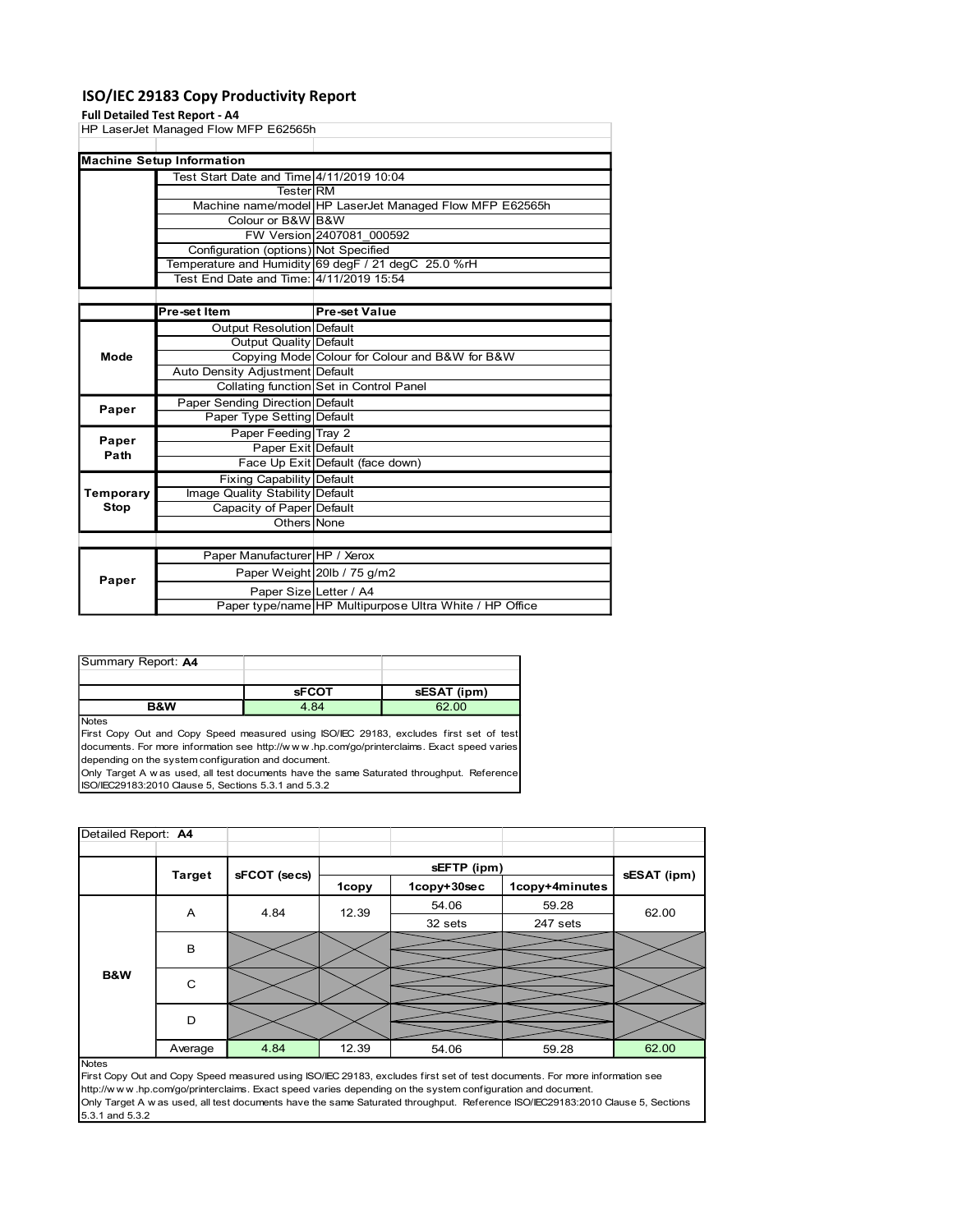# ISO/IEC 29183 Copy Productivity Report

**Full Detailed Test Report - A4**

HP LaserJet Managed Flow MFP E62565h

| Machine Setup Information | | |
|---|---|---|
| | Test Start Date and Time | 4/11/2019 10:04 |
| | Tester | RM |
| | Machine name/model | HP LaserJet Managed Flow MFP E62565h |
| | Colour or B&W | B&W |
| | FW Version | 2407081_000592 |
| | Configuration (options) | Not Specified |
| | Temperature and Humidity | 69 degF / 21 degC 25.0 %rH |
| | Test End Date and Time: | 4/11/2019 15:54 |

| | Pre-set Item | Pre-set Value |
|---|---|---|
| Mode | Output Resolution | Default |
| | Output Quality | Default |
| | Copying Mode | Colour for Colour and B&W for B&W |
| | Auto Density Adjustment | Default |
| | Collating function | Set in Control Panel |
| Paper | Paper Sending Direction | Default |
| | Paper Type Setting | Default |
| Paper Path | Paper Feeding | Tray 2 |
| | Paper Exit | Default |
| | Face Up Exit | Default (face down) |
| Temporary Stop | Fixing Capability | Default |
| | Image Quality Stability | Default |
| | Capacity of Paper | Default |
| | Others | None |

| | | |
|---|---|---|
| Paper | Paper Manufacturer | HP / Xerox |
| | Paper Weight | 20lb / 75 g/m2 |
| | Paper Size | Letter / A4 |
| | Paper type/name | HP Multipurpose Ultra White / HP Office |

Summary Report: **A4**

| | sFCOT | sESAT (ipm) |
|---|---|---|
| B&W | 4.84 | 62.00 |

Notes

First Copy Out and Copy Speed measured using ISO/IEC 29183, excludes first set of test documents. For more information see http://w w w .hp.com/go/printerclaims. Exact speed varies depending on the system configuration and document.

Only Target A w as used, all test documents have the same Saturated throughput. Reference ISO/IEC29183:2010 Clause 5, Sections 5.3.1 and 5.3.2

Detailed Report: **A4**

| | Target | sFCOT (secs) | sEFTP (ipm) 1copy | sEFTP (ipm) 1copy+30sec | sEFTP (ipm) 1copy+4minutes | sESAT (ipm) |
|---|---|---|---|---|---|---|
| B&W | A | 4.84 | 12.39 | 54.06 | 59.28 | 62.00 |
| | | | | 32 sets | 247 sets | |
| | B | | | | | |
| | C | | | | | |
| | D | | | | | |
| | Average | 4.84 | 12.39 | 54.06 | 59.28 | 62.00 |

Notes

First Copy Out and Copy Speed measured using ISO/IEC 29183, excludes first set of test documents. For more information see http://w w w .hp.com/go/printerclaims. Exact speed varies depending on the system configuration and document.

Only Target A w as used, all test documents have the same Saturated throughput. Reference ISO/IEC29183:2010 Clause 5, Sections 5.3.1 and 5.3.2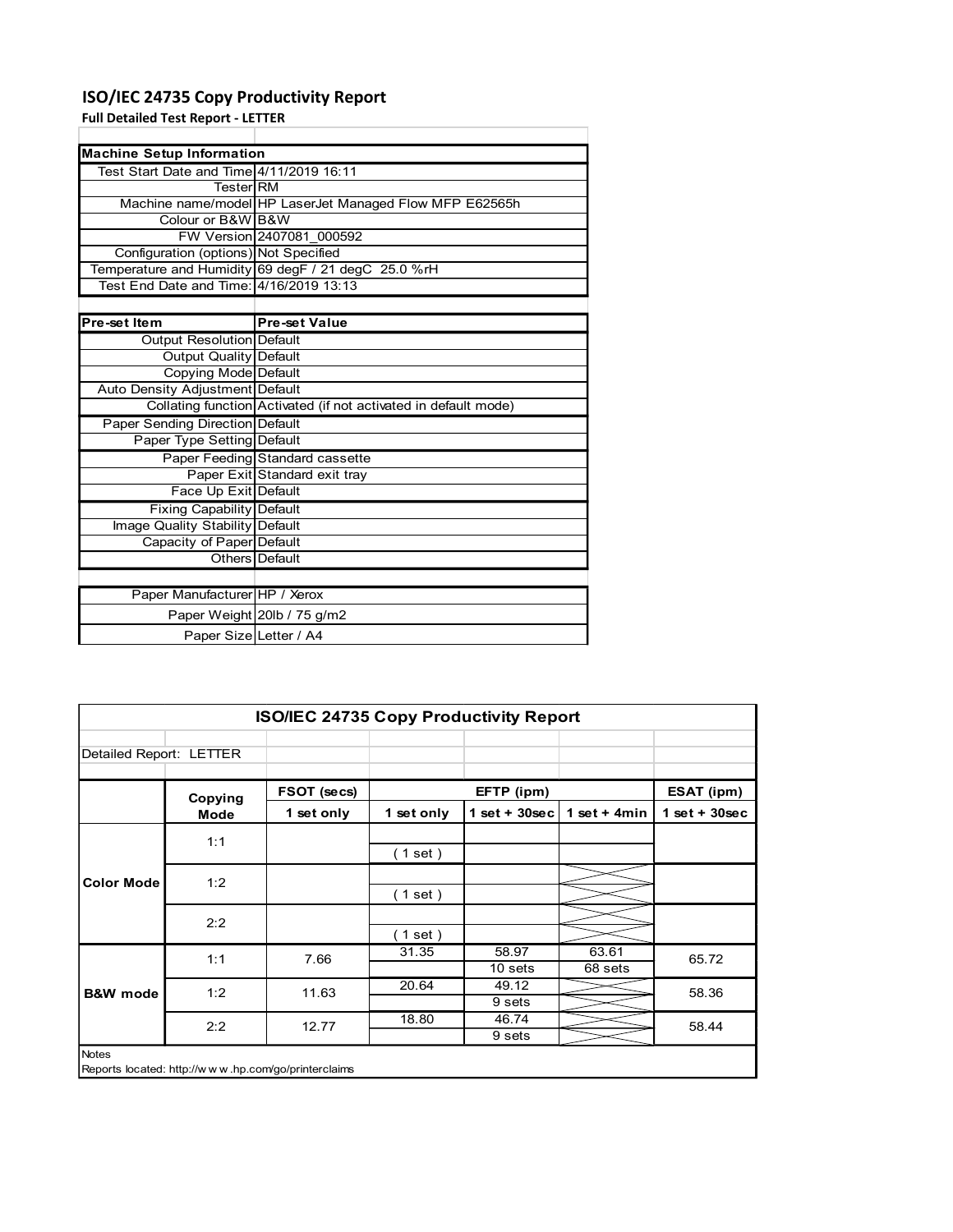# ISO/IEC 24735 Copy Productivity Report

**Full Detailed Test Report - LETTER**

| Machine Setup Information | |
|---|---|
| Test Start Date and Time | 4/11/2019 16:11 |
| Tester | RM |
| Machine name/model | HP LaserJet Managed Flow MFP E62565h |
| Colour or B&W | B&W |
| FW Version | 2407081_000592 |
| Configuration (options) | Not Specified |
| Temperature and Humidity | 69 degF / 21 degC 25.0 %rH |
| Test End Date and Time: | 4/16/2019 13:13 |

| Pre-set Item | Pre-set Value |
|---|---|
| Output Resolution | Default |
| Output Quality | Default |
| Copying Mode | Default |
| Auto Density Adjustment | Default |
| Collating function | Activated (if not activated in default mode) |
| Paper Sending Direction | Default |
| Paper Type Setting | Default |
| Paper Feeding | Standard cassette |
| Paper Exit | Standard exit tray |
| Face Up Exit | Default |
| Fixing Capability | Default |
| Image Quality Stability | Default |
| Capacity of Paper | Default |
| Others | Default |

| | |
|---|---|
| Paper Manufacturer | HP / Xerox |
| Paper Weight | 20lb / 75 g/m2 |
| Paper Size | Letter / A4 |

**ISO/IEC 24735 Copy Productivity Report**

Detailed Report: LETTER

| | Copying Mode | FSOT (secs) | EFTP (ipm) | | | ESAT (ipm) |
|---|---|---|---|---|---|---|
| | | 1 set only | 1 set only | 1 set + 30sec | 1 set + 4min | 1 set + 30sec |
| Color Mode | 1:1 | | ( 1 set ) | | | |
| | 1:2 | | ( 1 set ) | | | |
| | 2:2 | | ( 1 set ) | | | |
| B&W mode | 1:1 | 7.66 | 31.35 | 58.97<br>10 sets | 63.61<br>68 sets | 65.72 |
| | 1:2 | 11.63 | 20.64 | 49.12<br>9 sets | | 58.36 |
| | 2:2 | 12.77 | 18.80 | 46.74<br>9 sets | | 58.44 |

Notes

Reports located: http://www.hp.com/go/printerclaims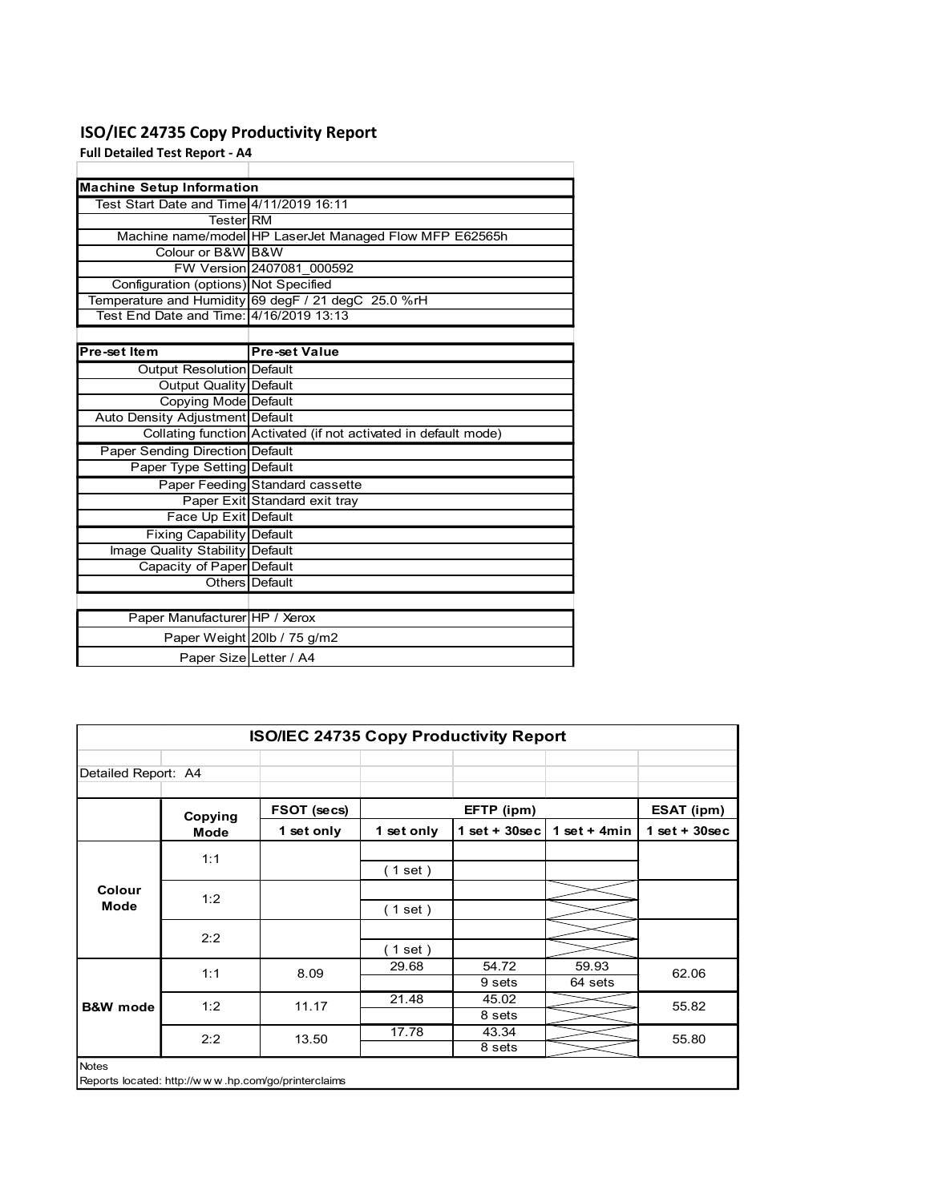# ISO/IEC 24735 Copy Productivity Report

**Full Detailed Test Report - A4**

| Machine Setup Information | |
|---|---|
| Test Start Date and Time | 4/11/2019 16:11 |
| Tester | RM |
| Machine name/model | HP LaserJet Managed Flow MFP E62565h |
| Colour or B&W | B&W |
| FW Version | 2407081_000592 |
| Configuration (options) | Not Specified |
| Temperature and Humidity | 69 degF / 21 degC 25.0 %rH |
| Test End Date and Time: | 4/16/2019 13:13 |

| Pre-set Item | Pre-set Value |
|---|---|
| Output Resolution | Default |
| Output Quality | Default |
| Copying Mode | Default |
| Auto Density Adjustment | Default |
| Collating function | Activated (if not activated in default mode) |
| Paper Sending Direction | Default |
| Paper Type Setting | Default |
| Paper Feeding | Standard cassette |
| Paper Exit | Standard exit tray |
| Face Up Exit | Default |
| Fixing Capability | Default |
| Image Quality Stability | Default |
| Capacity of Paper | Default |
| Others | Default |

| | |
|---|---|
| Paper Manufacturer | HP / Xerox |
| Paper Weight | 20lb / 75 g/m2 |
| Paper Size | Letter / A4 |

**ISO/IEC 24735 Copy Productivity Report**

Detailed Report: A4

| | Copying Mode | FSOT (secs) | EFTP (ipm) | | | ESAT (ipm) |
|---|---|---|---|---|---|---|
| | | 1 set only | 1 set only | 1 set + 30sec | 1 set + 4min | 1 set + 30sec |
| Colour Mode | 1:1 | | ( 1 set ) | | | |
| | 1:2 | | ( 1 set ) | | | |
| | 2:2 | | ( 1 set ) | | | |
| B&W mode | 1:1 | 8.09 | 29.68 | 54.72<br>9 sets | 59.93<br>64 sets | 62.06 |
| | 1:2 | 11.17 | 21.48 | 45.02<br>8 sets | | 55.82 |
| | 2:2 | 13.50 | 17.78 | 43.34<br>8 sets | | 55.80 |

Notes

Reports located: http://w w w .hp.com/go/printerclaims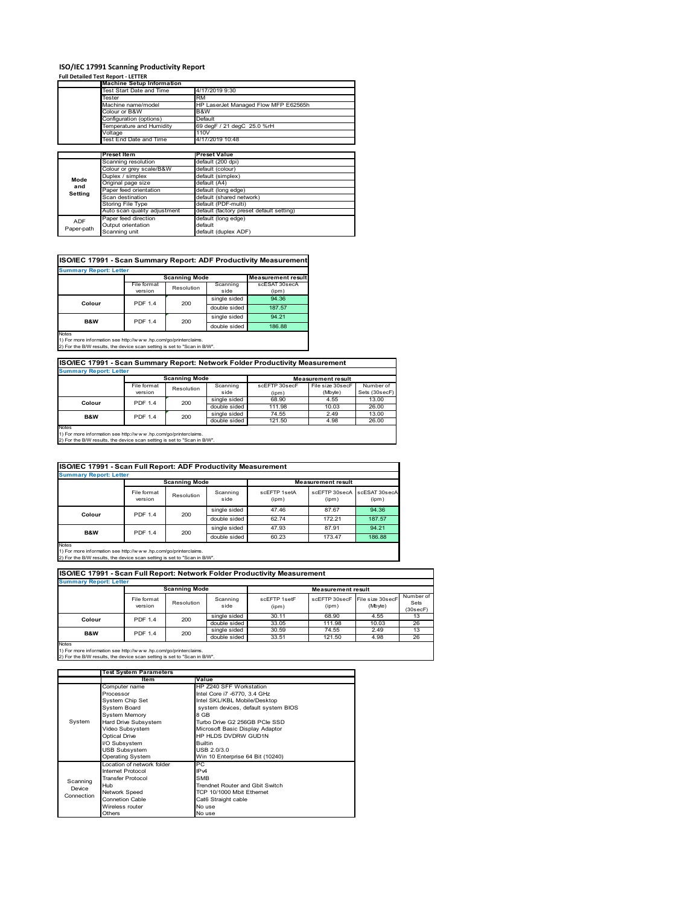# ISO/IEC 17991 Scanning Productivity Report

**Full Detailed Test Report - LETTER**

| | Machine Setup Information | |
|---|---|---|
| | Test Start Date and Time | 4/17/2019 9:30 |
| | Tester | RM |
| | Machine name/model | HP LaserJet Managed Flow MFP E62565h |
| | Colour or B&W | B&W |
| | Configuration (options) | Default |
| | Temperature and Humidity | 69 degF / 21 degC 25.0 %rH |
| | Voltage | 110V |
| | Test End Date and Time | 4/17/2019 10:48 |

| | Preset Item | Preset Value |
|---|---|---|
| Mode and Setting | Scanning resolution | default (200 dpi) |
| | Colour or grey scale/B&W | default (colour) |
| | Duplex / simplex | default (simplex) |
| | Original page size | default (A4) |
| | Paper feed orientation | default (long edge) |
| | Scan destination | default (shared network) |
| | Storing File Type | default (PDF-multi) |
| | Auto scan quality adjustment | default (factory preset default setting) |
| ADF Paper-path | Paper feed direction | default (long edge) |
| | Output orientation | default |
| | Scanning unit | default (duplex ADF) |

## ISO/IEC 17991 - Scan Summary Report: ADF Productivity Measurement

**Summary Report: Letter**

| | Scanning Mode | | | Measurement result |
|---|---|---|---|---|
| | File format version | Resolution | Scanning side | scESAT 30secA (ipm) |
| Colour | PDF 1.4 | 200 | single sided | 94.36 |
| | | | double sided | 187.57 |
| B&W | PDF 1.4 | 200 | single sided | 94.21 |
| | | | double sided | 186.88 |

Notes
1) For more information see http://www.hp.com/go/printerclaims.
2) For the B/W results, the device scan setting is set to "Scan in B/W".

## ISO/IEC 17991 - Scan Summary Report: Network Folder Productivity Measurement

**Summary Report: Letter**

| | Scanning Mode | | | Measurement result | | |
|---|---|---|---|---|---|---|
| | File format version | Resolution | Scanning side | scEFTP 30secF (ipm) | File size 30secF (Mbyte) | Number of Sets (30secF) |
| Colour | PDF 1.4 | 200 | single sided | 68.90 | 4.55 | 13.00 |
| | | | double sided | 111.98 | 10.03 | 26.00 |
| B&W | PDF 1.4 | 200 | single sided | 74.55 | 2.49 | 13.00 |
| | | | double sided | 121.50 | 4.98 | 26.00 |

Notes
1) For more information see http://www.hp.com/go/printerclaims.
2) For the B/W results, the device scan setting is set to "Scan in B/W".

## ISO/IEC 17991 - Scan Full Report: ADF Productivity Measurement

**Summary Report: Letter**

| | Scanning Mode | | | Measurement result | | |
|---|---|---|---|---|---|---|
| | File format version | Resolution | Scanning side | scEFTP 1setA (ipm) | scEFTP 30secA (ipm) | scESAT 30secA (ipm) |
| Colour | PDF 1.4 | 200 | single sided | 47.46 | 87.67 | 94.36 |
| | | | double sided | 62.74 | 172.21 | 187.57 |
| B&W | PDF 1.4 | 200 | single sided | 47.93 | 87.91 | 94.21 |
| | | | double sided | 60.23 | 173.47 | 186.88 |

Notes
1) For more information see http://www.hp.com/go/printerclaims.
2) For the B/W results, the device scan setting is set to "Scan in B/W".

## ISO/IEC 17991 - Scan Full Report: Network Folder Productivity Measurement

**Summary Report: Letter**

| | Scanning Mode | | | Measurement result | | | |
|---|---|---|---|---|---|---|---|
| | File format version | Resolution | Scanning side | scEFTP 1setF (ipm) | scEFTP 30secF (ipm) | File size 30secF (Mbyte) | Number of Sets (30secF) |
| Colour | PDF 1.4 | 200 | single sided | 30.11 | 68.90 | 4.55 | 13 |
| | | | double sided | 33.05 | 111.98 | 10.03 | 26 |
| B&W | PDF 1.4 | 200 | single sided | 30.59 | 74.55 | 2.49 | 13 |
| | | | double sided | 33.51 | 121.50 | 4.98 | 26 |

Notes
1) For more information see http://www.hp.com/go/printerclaims.
2) For the B/W results, the device scan setting is set to "Scan in B/W".

| | Test System Parameters | |
|---|---|---|
| | Item | Value |
| System | Computer name | HP Z240 SFF Workstation |
| | Processor | Intel Core i7 -6770, 3.4 GHz |
| | System Chip Set | Intel SKL/KBL Mobile/Desktop |
| | System Board | system devices, default system BIOS |
| | System Memory | 8 GB |
| | Hard Drive Subsystem | Turbo Drive G2 256GB PCIe SSD |
| | Video Subsystem | Microsoft Basic Display Adaptor |
| | Optical Drive | HP HLDS DVDRW GUD1N |
| | I/O Subsystem | Builtin |
| | USB Subsystem | USB 2.0/3.0 |
| | Operating System | Win 10 Enterprise 64 Bit (10240) |
| Scanning Device Connection | Location of network folder | PC |
| | Internet Protocol | IPv4 |
| | Transfer Protocol | SMB |
| | Hub | Trendnet Router and Gbit Switch |
| | Network Speed | TCP 10/1000 Mbit Ethernet |
| | Connetion Cable | Cat6 Straight cable |
| | Wireless router | No use |
| | Others | No use |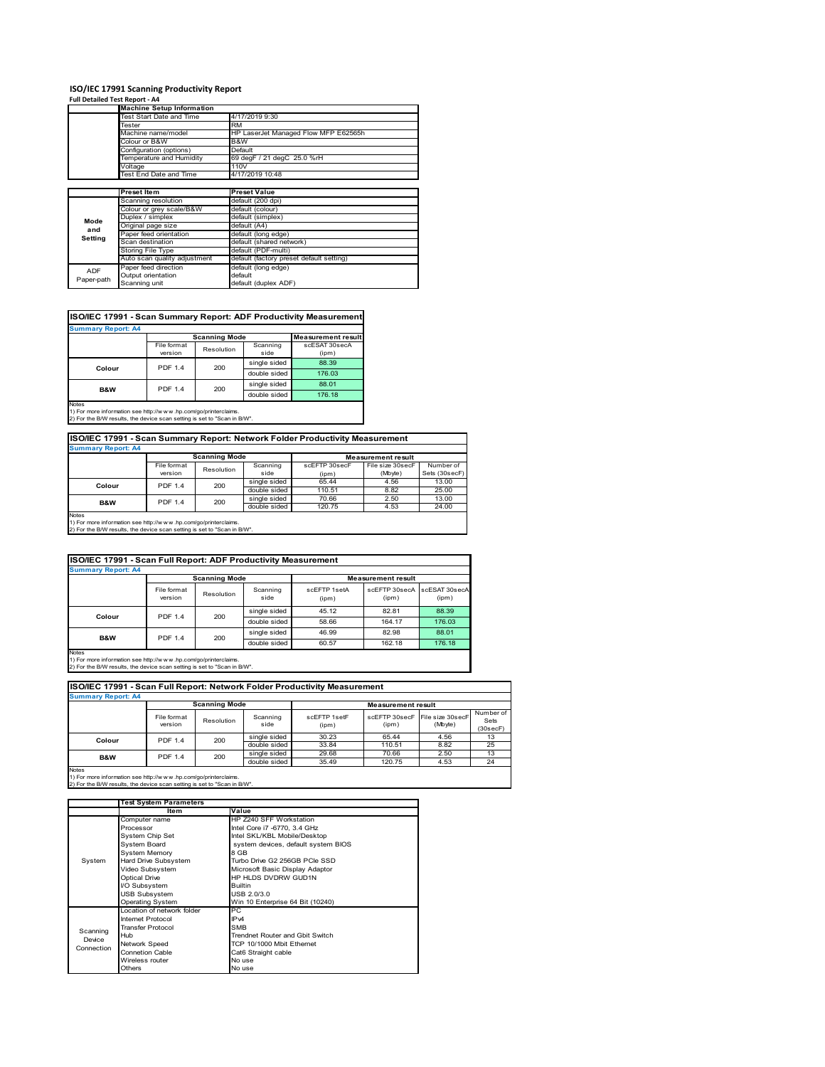# ISO/IEC 17991 Scanning Productivity Report

**Full Detailed Test Report - A4**

| | Machine Setup Information | |
|---|---|---|
| | Test Start Date and Time | 4/17/2019 9:30 |
| | Tester | RM |
| | Machine name/model | HP LaserJet Managed Flow MFP E62565h |
| | Colour or B&W | B&W |
| | Configuration (options) | Default |
| | Temperature and Humidity | 69 degF / 21 degC 25.0 %rH |
| | Voltage | 110V |
| | Test End Date and Time | 4/17/2019 10:48 |

| | Preset Item | Preset Value |
|---|---|---|
| Mode and Setting | Scanning resolution | default (200 dpi) |
| | Colour or grey scale/B&W | default (colour) |
| | Duplex / simplex | default (simplex) |
| | Original page size | default (A4) |
| | Paper feed orientation | default (long edge) |
| | Scan destination | default (shared network) |
| | Storing File Type | default (PDF-multi) |
| | Auto scan quality adjustment | default (factory preset default setting) |
| ADF Paper-path | Paper feed direction | default (long edge) |
| | Output orientation | default |
| | Scanning unit | default (duplex ADF) |

## ISO/IEC 17991 - Scan Summary Report: ADF Productivity Measurement

**Summary Report: A4**

| | Scanning Mode | | | Measurement result |
|---|---|---|---|---|
| | File format version | Resolution | Scanning side | scESAT 30secA (ipm) |
| Colour | PDF 1.4 | 200 | single sided | 88.39 |
| | | | double sided | 176.03 |
| B&W | PDF 1.4 | 200 | single sided | 88.01 |
| | | | double sided | 176.18 |

Notes
1) For more information see http://www.hp.com/go/printerclaims.
2) For the B/W results, the device scan setting is set to "Scan in B/W".

## ISO/IEC 17991 - Scan Summary Report: Network Folder Productivity Measurement

**Summary Report: A4**

| | Scanning Mode | | | Measurement result | | |
|---|---|---|---|---|---|---|
| | File format version | Resolution | Scanning side | scEFTP 30secF (ipm) | File size 30secF (Mbyte) | Number of Sets (30secF) |
| Colour | PDF 1.4 | 200 | single sided | 65.44 | 4.56 | 13.00 |
| | | | double sided | 110.51 | 8.82 | 25.00 |
| B&W | PDF 1.4 | 200 | single sided | 70.66 | 2.50 | 13.00 |
| | | | double sided | 120.75 | 4.53 | 24.00 |

Notes
1) For more information see http://www.hp.com/go/printerclaims.
2) For the B/W results, the device scan setting is set to "Scan in B/W".

## ISO/IEC 17991 - Scan Full Report: ADF Productivity Measurement

**Summary Report: A4**

| | Scanning Mode | | | Measurement result | | |
|---|---|---|---|---|---|---|
| | File format version | Resolution | Scanning side | scEFTP 1setA (ipm) | scEFTP 30secA (ipm) | scESAT 30secA (ipm) |
| Colour | PDF 1.4 | 200 | single sided | 45.12 | 82.81 | 88.39 |
| | | | double sided | 58.66 | 164.17 | 176.03 |
| B&W | PDF 1.4 | 200 | single sided | 46.99 | 82.98 | 88.01 |
| | | | double sided | 60.57 | 162.18 | 176.18 |

Notes
1) For more information see http://www.hp.com/go/printerclaims.
2) For the B/W results, the device scan setting is set to "Scan in B/W".

## ISO/IEC 17991 - Scan Full Report: Network Folder Productivity Measurement

**Summary Report: A4**

| | Scanning Mode | | | Measurement result | | | |
|---|---|---|---|---|---|---|---|
| | File format version | Resolution | Scanning side | scEFTP 1setF (ipm) | scEFTP 30secF (ipm) | File size 30secF (Mbyte) | Number of Sets (30secF) |
| Colour | PDF 1.4 | 200 | single sided | 30.23 | 65.44 | 4.56 | 13 |
| | | | double sided | 33.84 | 110.51 | 8.82 | 25 |
| B&W | PDF 1.4 | 200 | single sided | 29.68 | 70.66 | 2.50 | 13 |
| | | | double sided | 35.49 | 120.75 | 4.53 | 24 |

Notes
1) For more information see http://www.hp.com/go/printerclaims.
2) For the B/W results, the device scan setting is set to "Scan in B/W".

| | Test System Parameters | |
|---|---|---|
| | Item | Value |
| System | Computer name | HP Z240 SFF Workstation |
| | Processor | Intel Core i7 -6770, 3.4 GHz |
| | System Chip Set | Intel SKL/KBL Mobile/Desktop |
| | System Board | system devices, default system BIOS |
| | System Memory | 8 GB |
| | Hard Drive Subsystem | Turbo Drive G2 256GB PCIe SSD |
| | Video Subsystem | Microsoft Basic Display Adaptor |
| | Optical Drive | HP HLDS DVDRW GUD1N |
| | I/O Subsystem | Builtin |
| | USB Subsystem | USB 2.0/3.0 |
| | Operating System | Win 10 Enterprise 64 Bit (10240) |
| Scanning Device Connection | Location of network folder | PC |
| | Internet Protocol | IPv4 |
| | Transfer Protocol | SMB |
| | Hub | Trendnet Router and Gbit Switch |
| | Network Speed | TCP 10/1000 Mbit Ethernet |
| | Connetion Cable | Cat6 Straight cable |
| | Wireless router | No use |
| | Others | No use |